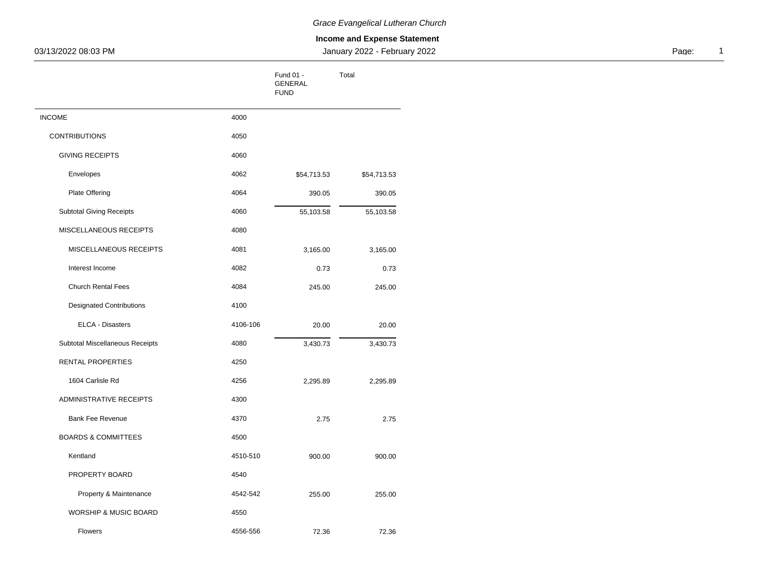*Grace Evangelical Lutheran Church*

**Income and Expense Statement**

03/13/2022 08:03 PM — January 2022 - February 2022

| | | Fund 01 - GENERAL FUND | Total |
|---|---|---|---|
| INCOME | 4000 | | |
| CONTRIBUTIONS | 4050 | | |
| GIVING RECEIPTS | 4060 | | |
| Envelopes | 4062 | $54,713.53 | $54,713.53 |
| Plate Offering | 4064 | 390.05 | 390.05 |
| Subtotal Giving Receipts | 4060 | 55,103.58 | 55,103.58 |
| MISCELLANEOUS RECEIPTS | 4080 | | |
| MISCELLANEOUS RECEIPTS | 4081 | 3,165.00 | 3,165.00 |
| Interest Income | 4082 | 0.73 | 0.73 |
| Church Rental Fees | 4084 | 245.00 | 245.00 |
| Designated Contributions | 4100 | | |
| ELCA - Disasters | 4106-106 | 20.00 | 20.00 |
| Subtotal Miscellaneous Receipts | 4080 | 3,430.73 | 3,430.73 |
| RENTAL PROPERTIES | 4250 | | |
| 1604 Carlisle Rd | 4256 | 2,295.89 | 2,295.89 |
| ADMINISTRATIVE RECEIPTS | 4300 | | |
| Bank Fee Revenue | 4370 | 2.75 | 2.75 |
| BOARDS & COMMITTEES | 4500 | | |
| Kentland | 4510-510 | 900.00 | 900.00 |
| PROPERTY BOARD | 4540 | | |
| Property & Maintenance | 4542-542 | 255.00 | 255.00 |
| WORSHIP & MUSIC BOARD | 4550 | | |
| Flowers | 4556-556 | 72.36 | 72.36 |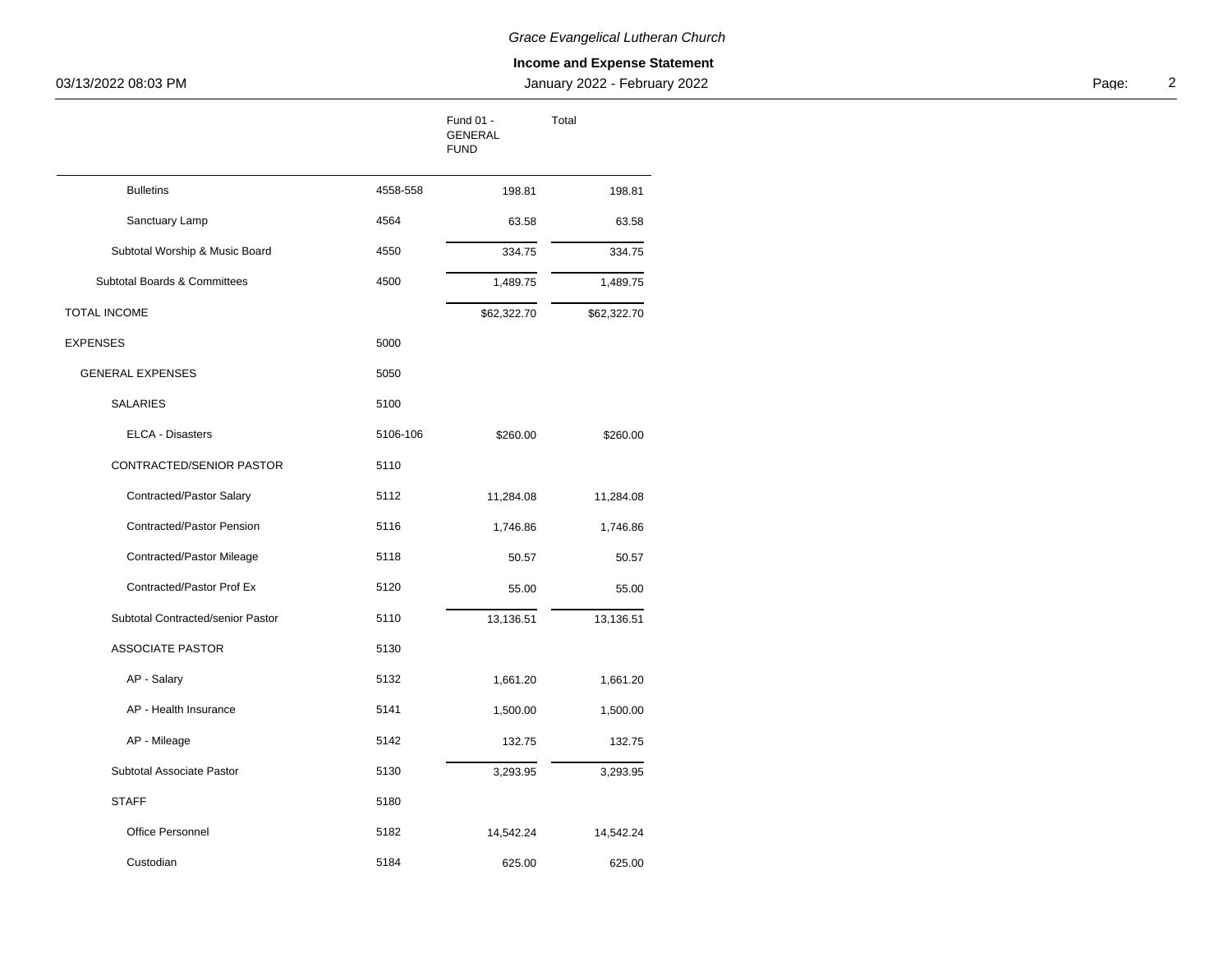# Grace Evangelical Lutheran Church

## Income and Expense Statement

03/13/2022 08:03 PM

January 2022 - February 2022

| | | Fund 01 - GENERAL FUND | Total |
|---|---|---|---|
| Bulletins | 4558-558 | 198.81 | 198.81 |
| Sanctuary Lamp | 4564 | 63.58 | 63.58 |
| Subtotal Worship & Music Board | 4550 | 334.75 | 334.75 |
| Subtotal Boards & Committees | 4500 | 1,489.75 | 1,489.75 |
| TOTAL INCOME | | $62,322.70 | $62,322.70 |
| EXPENSES | 5000 | | |
| GENERAL EXPENSES | 5050 | | |
| SALARIES | 5100 | | |
| ELCA - Disasters | 5106-106 | $260.00 | $260.00 |
| CONTRACTED/SENIOR PASTOR | 5110 | | |
| Contracted/Pastor Salary | 5112 | 11,284.08 | 11,284.08 |
| Contracted/Pastor Pension | 5116 | 1,746.86 | 1,746.86 |
| Contracted/Pastor Mileage | 5118 | 50.57 | 50.57 |
| Contracted/Pastor Prof Ex | 5120 | 55.00 | 55.00 |
| Subtotal Contracted/senior Pastor | 5110 | 13,136.51 | 13,136.51 |
| ASSOCIATE PASTOR | 5130 | | |
| AP - Salary | 5132 | 1,661.20 | 1,661.20 |
| AP - Health Insurance | 5141 | 1,500.00 | 1,500.00 |
| AP - Mileage | 5142 | 132.75 | 132.75 |
| Subtotal Associate Pastor | 5130 | 3,293.95 | 3,293.95 |
| STAFF | 5180 | | |
| Office Personnel | 5182 | 14,542.24 | 14,542.24 |
| Custodian | 5184 | 625.00 | 625.00 |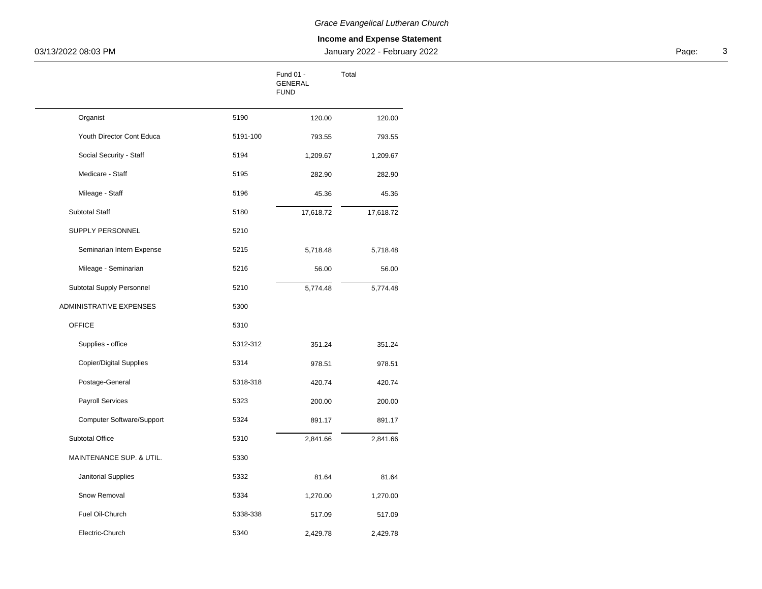*Grace Evangelical Lutheran Church*

**Income and Expense Statement**

03/13/2022 08:03 PM — January 2022 - February 2022

| | | Fund 01 - GENERAL FUND | Total |
|---|---|---|---|
| Organist | 5190 | 120.00 | 120.00 |
| Youth Director Cont Educa | 5191-100 | 793.55 | 793.55 |
| Social Security - Staff | 5194 | 1,209.67 | 1,209.67 |
| Medicare - Staff | 5195 | 282.90 | 282.90 |
| Mileage - Staff | 5196 | 45.36 | 45.36 |
| Subtotal Staff | 5180 | 17,618.72 | 17,618.72 |
| SUPPLY PERSONNEL | 5210 | | |
| Seminarian Intern Expense | 5215 | 5,718.48 | 5,718.48 |
| Mileage - Seminarian | 5216 | 56.00 | 56.00 |
| Subtotal Supply Personnel | 5210 | 5,774.48 | 5,774.48 |
| ADMINISTRATIVE EXPENSES | 5300 | | |
| OFFICE | 5310 | | |
| Supplies - office | 5312-312 | 351.24 | 351.24 |
| Copier/Digital Supplies | 5314 | 978.51 | 978.51 |
| Postage-General | 5318-318 | 420.74 | 420.74 |
| Payroll Services | 5323 | 200.00 | 200.00 |
| Computer Software/Support | 5324 | 891.17 | 891.17 |
| Subtotal Office | 5310 | 2,841.66 | 2,841.66 |
| MAINTENANCE SUP. & UTIL. | 5330 | | |
| Janitorial Supplies | 5332 | 81.64 | 81.64 |
| Snow Removal | 5334 | 1,270.00 | 1,270.00 |
| Fuel Oil-Church | 5338-338 | 517.09 | 517.09 |
| Electric-Church | 5340 | 2,429.78 | 2,429.78 |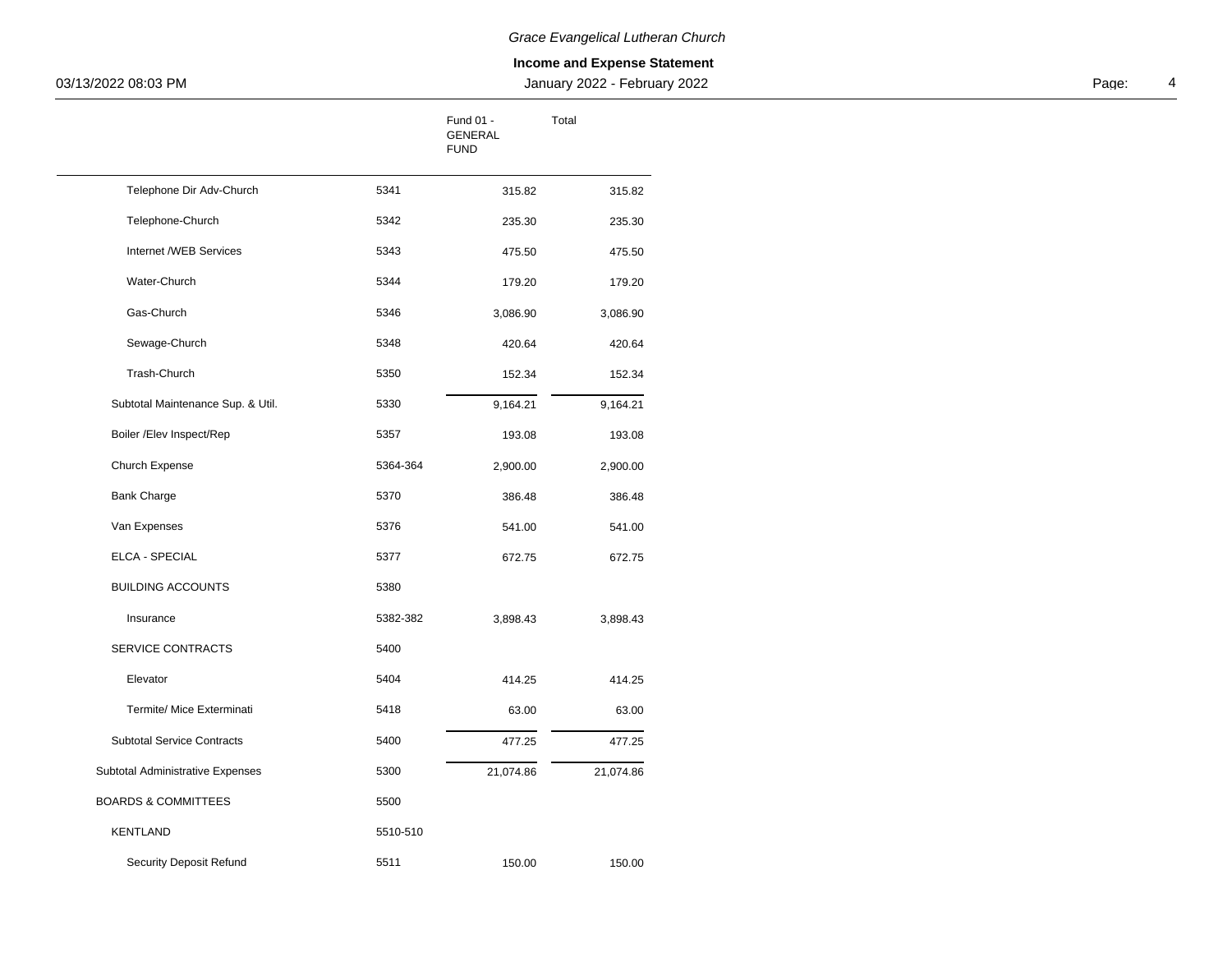| | | Fund 01 - GENERAL FUND | Total |
|---|---|---|---|
| Telephone Dir Adv-Church | 5341 | 315.82 | 315.82 |
| Telephone-Church | 5342 | 235.30 | 235.30 |
| Internet /WEB Services | 5343 | 475.50 | 475.50 |
| Water-Church | 5344 | 179.20 | 179.20 |
| Gas-Church | 5346 | 3,086.90 | 3,086.90 |
| Sewage-Church | 5348 | 420.64 | 420.64 |
| Trash-Church | 5350 | 152.34 | 152.34 |
| Subtotal Maintenance Sup. & Util. | 5330 | 9,164.21 | 9,164.21 |
| Boiler /Elev Inspect/Rep | 5357 | 193.08 | 193.08 |
| Church Expense | 5364-364 | 2,900.00 | 2,900.00 |
| Bank Charge | 5370 | 386.48 | 386.48 |
| Van Expenses | 5376 | 541.00 | 541.00 |
| ELCA - SPECIAL | 5377 | 672.75 | 672.75 |
| BUILDING ACCOUNTS | 5380 | | |
| Insurance | 5382-382 | 3,898.43 | 3,898.43 |
| SERVICE CONTRACTS | 5400 | | |
| Elevator | 5404 | 414.25 | 414.25 |
| Termite/ Mice Exterminati | 5418 | 63.00 | 63.00 |
| Subtotal Service Contracts | 5400 | 477.25 | 477.25 |
| Subtotal Administrative Expenses | 5300 | 21,074.86 | 21,074.86 |
| BOARDS & COMMITTEES | 5500 | | |
| KENTLAND | 5510-510 | | |
| Security Deposit Refund | 5511 | 150.00 | 150.00 |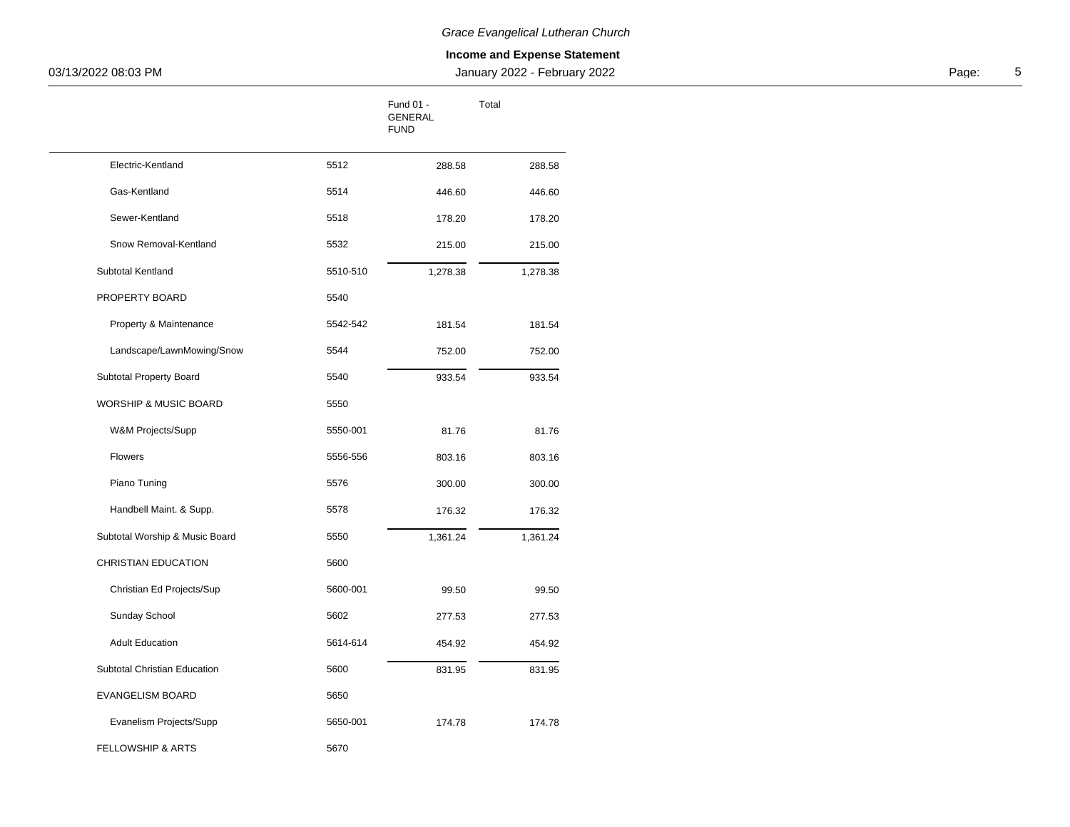| | | Fund 01 - GENERAL FUND | Total |
|---|---|---|---|
| Electric-Kentland | 5512 | 288.58 | 288.58 |
| Gas-Kentland | 5514 | 446.60 | 446.60 |
| Sewer-Kentland | 5518 | 178.20 | 178.20 |
| Snow Removal-Kentland | 5532 | 215.00 | 215.00 |
| Subtotal Kentland | 5510-510 | 1,278.38 | 1,278.38 |
| PROPERTY BOARD | 5540 | | |
| Property & Maintenance | 5542-542 | 181.54 | 181.54 |
| Landscape/LawnMowing/Snow | 5544 | 752.00 | 752.00 |
| Subtotal Property Board | 5540 | 933.54 | 933.54 |
| WORSHIP & MUSIC BOARD | 5550 | | |
| W&M Projects/Supp | 5550-001 | 81.76 | 81.76 |
| Flowers | 5556-556 | 803.16 | 803.16 |
| Piano Tuning | 5576 | 300.00 | 300.00 |
| Handbell Maint. & Supp. | 5578 | 176.32 | 176.32 |
| Subtotal Worship & Music Board | 5550 | 1,361.24 | 1,361.24 |
| CHRISTIAN EDUCATION | 5600 | | |
| Christian Ed Projects/Sup | 5600-001 | 99.50 | 99.50 |
| Sunday School | 5602 | 277.53 | 277.53 |
| Adult Education | 5614-614 | 454.92 | 454.92 |
| Subtotal Christian Education | 5600 | 831.95 | 831.95 |
| EVANGELISM BOARD | 5650 | | |
| Evanelism Projects/Supp | 5650-001 | 174.78 | 174.78 |
| FELLOWSHIP & ARTS | 5670 | | |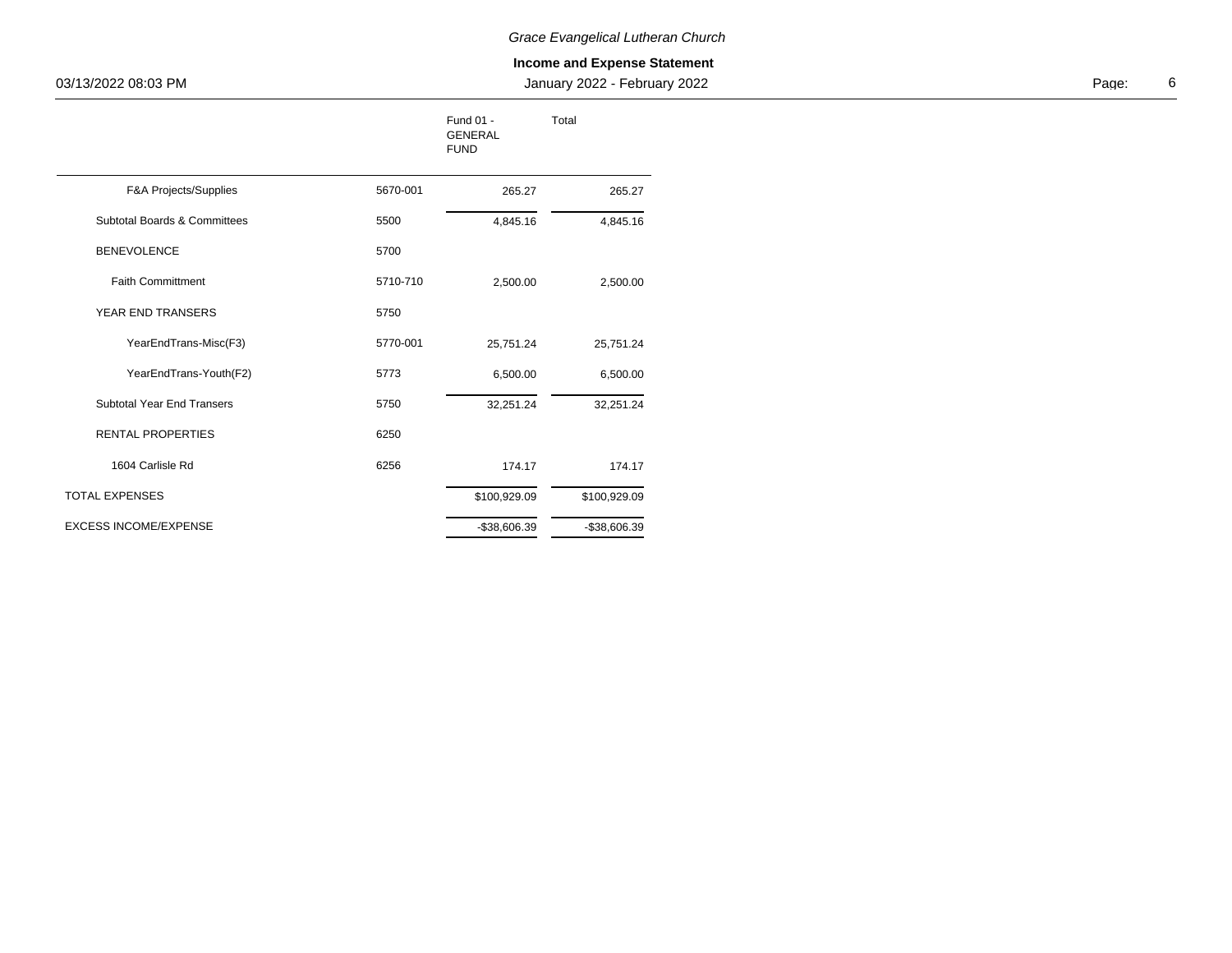| | | Fund 01 - GENERAL FUND | Total |
|---|---|---|---|
| F&A Projects/Supplies | 5670-001 | 265.27 | 265.27 |
| Subtotal Boards & Committees | 5500 | 4,845.16 | 4,845.16 |
| BENEVOLENCE | 5700 | | |
| Faith Committment | 5710-710 | 2,500.00 | 2,500.00 |
| YEAR END TRANSERS | 5750 | | |
| YearEndTrans-Misc(F3) | 5770-001 | 25,751.24 | 25,751.24 |
| YearEndTrans-Youth(F2) | 5773 | 6,500.00 | 6,500.00 |
| Subtotal Year End Transers | 5750 | 32,251.24 | 32,251.24 |
| RENTAL PROPERTIES | 6250 | | |
| 1604 Carlisle Rd | 6256 | 174.17 | 174.17 |
| TOTAL EXPENSES | | $100,929.09 | $100,929.09 |
| EXCESS INCOME/EXPENSE | | -$38,606.39 | -$38,606.39 |